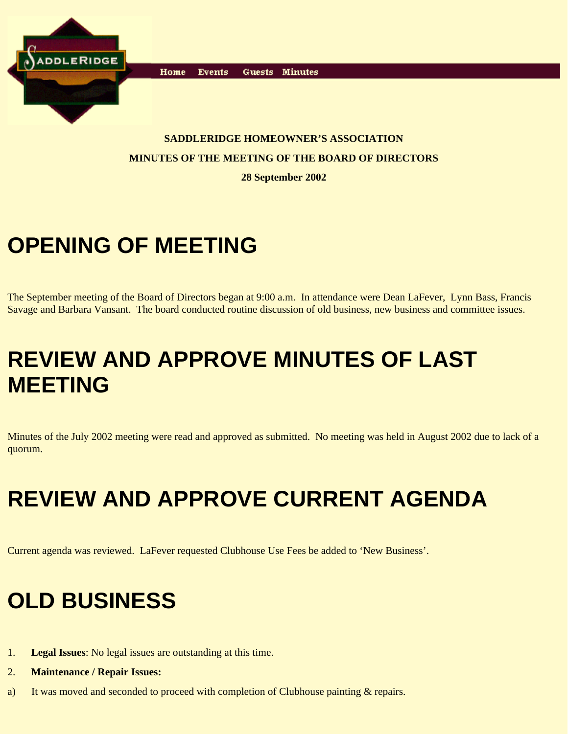Home Events Guests Minutes

**SADDLERIDGE HOMEOWNER'S ASSOCIATION**

**MINUTES OF THE MEETING OF THE BOARD OF DIRECTORS**

**28 September 2002**

# OPENING OF MEETING

The September meeting of the Board of Directors began at 9:00 a.m. In attendance were Dean LaFever, Lynn Bass, Francis Savage and Barbara Vansant. The board conducted routine discussion of old business, new business and committee issues.

# REVIEW AND APPROVE MINUTES OF LAST MEETING

Minutes of the July 2002 meeting were read and approved as submitted. No meeting was held in August 2002 due to lack of a quorum.

# REVIEW AND APPROVE CURRENT AGENDA

Current agenda was reviewed. LaFever requested Clubhouse Use Fees be added to 'New Business'.

# OLD BUSINESS

1. **Legal Issues**: No legal issues are outstanding at this time.
2. **Maintenance / Repair Issues:**

a) It was moved and seconded to proceed with completion of Clubhouse painting & repairs.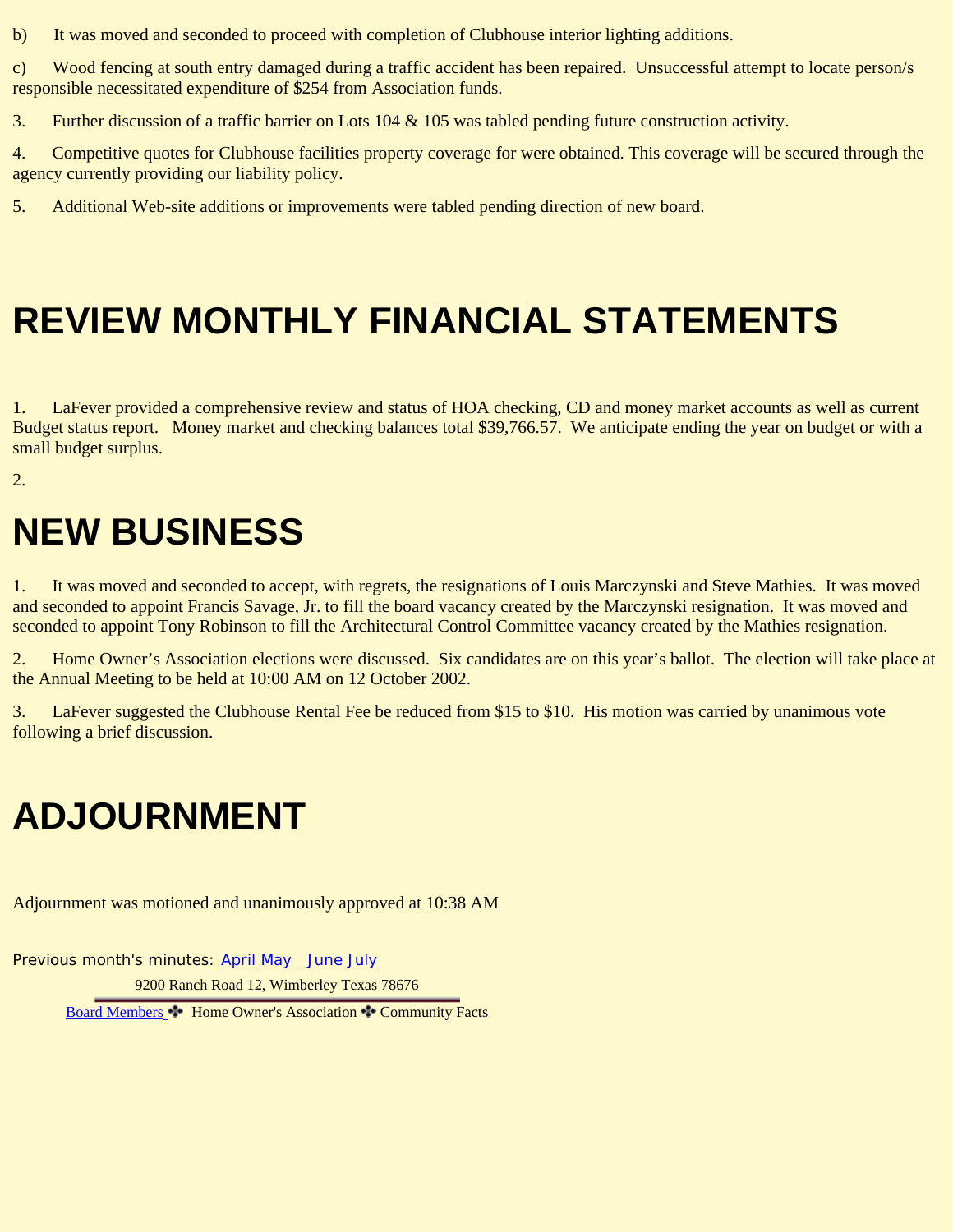b) It was moved and seconded to proceed with completion of Clubhouse interior lighting additions.

c) Wood fencing at south entry damaged during a traffic accident has been repaired. Unsuccessful attempt to locate person/s responsible necessitated expenditure of $254 from Association funds.

3. Further discussion of a traffic barrier on Lots 104 & 105 was tabled pending future construction activity.

4. Competitive quotes for Clubhouse facilities property coverage for were obtained. This coverage will be secured through the agency currently providing our liability policy.

5. Additional Web-site additions or improvements were tabled pending direction of new board.

# REVIEW MONTHLY FINANCIAL STATEMENTS

1. LaFever provided a comprehensive review and status of HOA checking, CD and money market accounts as well as current Budget status report. Money market and checking balances total $39,766.57. We anticipate ending the year on budget or with a small budget surplus.

2.

# NEW BUSINESS

1. It was moved and seconded to accept, with regrets, the resignations of Louis Marczynski and Steve Mathies. It was moved and seconded to appoint Francis Savage, Jr. to fill the board vacancy created by the Marczynski resignation. It was moved and seconded to appoint Tony Robinson to fill the Architectural Control Committee vacancy created by the Mathies resignation.

2. Home Owner's Association elections were discussed. Six candidates are on this year's ballot. The election will take place at the Annual Meeting to be held at 10:00 AM on 12 October 2002.

3. LaFever suggested the Clubhouse Rental Fee be reduced from $15 to $10. His motion was carried by unanimous vote following a brief discussion.

# ADJOURNMENT

Adjournment was motioned and unanimously approved at 10:38 AM

Previous month's minutes: April May June July

9200 Ranch Road 12, Wimberley Texas 78676

Board Members ✤ Home Owner's Association ✤ Community Facts